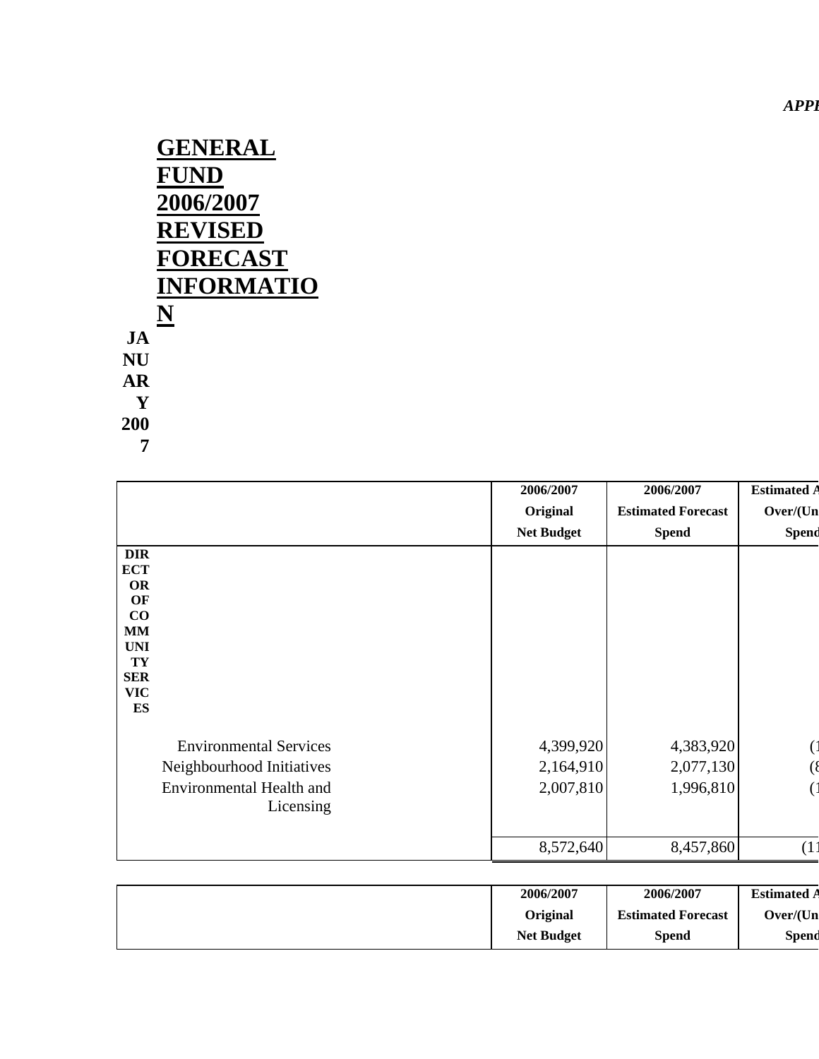*APPE*

# GENERAL FUND 2006/2007 REVISED FORECAST INFORMATION

**JANUARY 2007**

| | 2006/2007 Original Net Budget | 2006/2007 Estimated Forecast Spend | Estimated A Over/(Un Spend |
|---|---|---|---|
| **DIRECTOR OF COMMUNITY SERVICES** | | | |
| Environmental Services | 4,399,920 | 4,383,920 | (1 |
| Neighbourhood Initiatives | 2,164,910 | 2,077,130 | (8 |
| Environmental Health and Licensing | 2,007,810 | 1,996,810 | (1 |
| | 8,572,640 | 8,457,860 | (11 |

| | 2006/2007 Original Net Budget | 2006/2007 Estimated Forecast Spend | Estimated A Over/(Un Spend |
|---|---|---|---|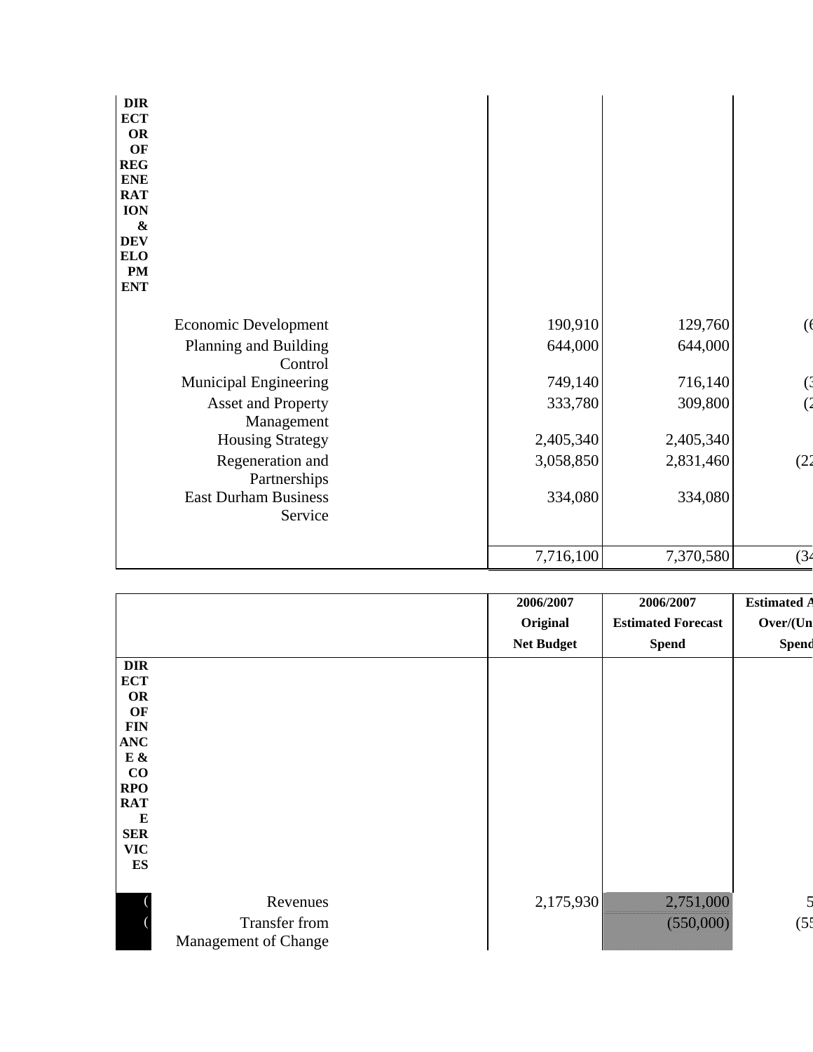| | | | |
|---|---|---|---|
| **DIRECTOR OF REGENERATION & DEVELOPMENT** | | | |
| Economic Development | 190,910 | 129,760 | (6 |
| Planning and Building Control | 644,000 | 644,000 | |
| Municipal Engineering | 749,140 | 716,140 | (3 |
| Asset and Property Management | 333,780 | 309,800 | (2 |
| Housing Strategy | 2,405,340 | 2,405,340 | |
| Regeneration and Partnerships | 3,058,850 | 2,831,460 | (22 |
| East Durham Business Service | 334,080 | 334,080 | |
| | 7,716,100 | 7,370,580 | (34 |

| | 2006/2007 Original Net Budget | 2006/2007 Estimated Forecast Spend | Estimated A Over/(Un Spend |
|---|---|---|---|
| **DIRECTOR OF FINANCE & CORPORATE SERVICES** | | | |
| ( Revenues | 2,175,930 | 2,751,000 | 5 |
| ( Transfer from Management of Change | | (550,000) | (55 |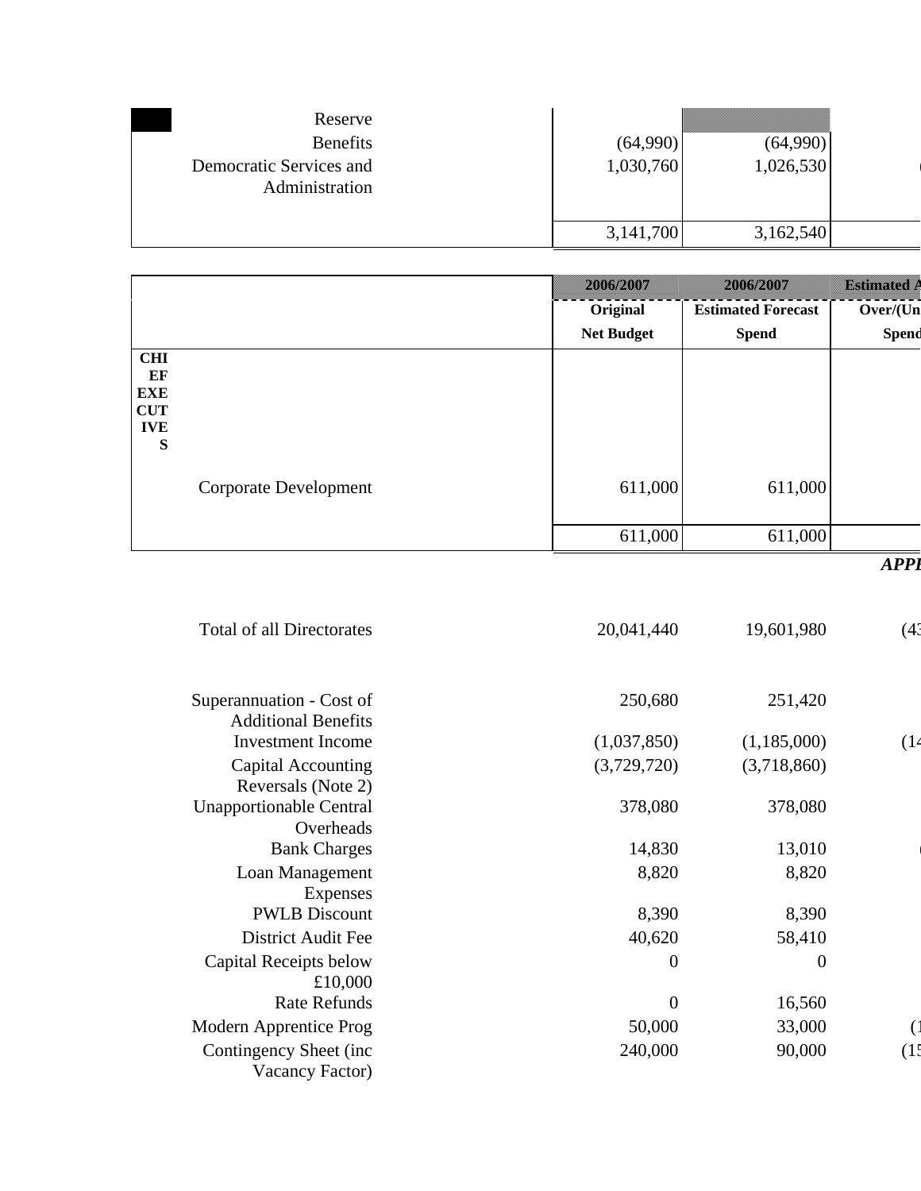| | 2006/2007 Original Net Budget | 2006/2007 Estimated Forecast Spend | Estimated Over/(Under) Spend |
|---|---|---|---|
| Reserve | | | |
| Benefits | (64,990) | (64,990) | |
| Democratic Services and Administration | 1,030,760 | 1,026,530 | ( |
| | 3,141,700 | 3,162,540 | |

| | 2006/2007 | 2006/2007 | Estimated A |
|---|---|---|---|
| | Original | Estimated Forecast | Over/(Un |
| | Net Budget | Spend | Spend |
| **CHIEF EXECUTIVES** | | | |
| Corporate Development | 611,000 | 611,000 | |
| | 611,000 | 611,000 | |

***APPE***

| | | | |
|---|---|---|---|
| Total of all Directorates | 20,041,440 | 19,601,980 | (43 |
| Superannuation - Cost of Additional Benefits | 250,680 | 251,420 | |
| Investment Income | (1,037,850) | (1,185,000) | (14 |
| Capital Accounting Reversals (Note 2) | (3,729,720) | (3,718,860) | |
| Unapportionable Central Overheads | 378,080 | 378,080 | |
| Bank Charges | 14,830 | 13,010 | ( |
| Loan Management Expenses | 8,820 | 8,820 | |
| PWLB Discount | 8,390 | 8,390 | |
| District Audit Fee | 40,620 | 58,410 | |
| Capital Receipts below £10,000 | 0 | 0 | |
| Rate Refunds | 0 | 16,560 | |
| Modern Apprentice Prog | 50,000 | 33,000 | (1 |
| Contingency Sheet (inc Vacancy Factor) | 240,000 | 90,000 | (15 |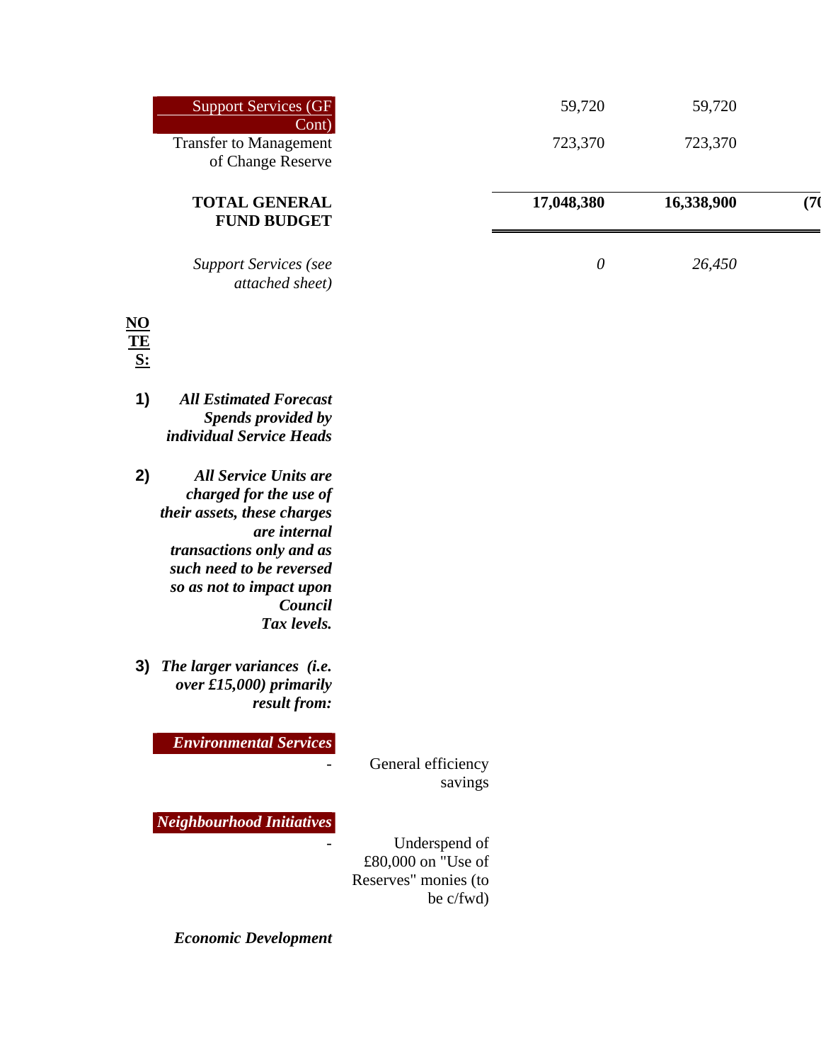| | | | |
|---|---|---|---|
| Support Services (GF Cont) | 59,720 | 59,720 | |
| Transfer to Management of Change Reserve | 723,370 | 723,370 | |
| **TOTAL GENERAL FUND BUDGET** | **17,048,380** | **16,338,900** | **(70** |
| *Support Services (see attached sheet)* | *0* | *26,450* | |

**NOTES:**

1) ***All Estimated Forecast Spends provided by individual Service Heads***

2) ***All Service Units are charged for the use of their assets, these charges are internal transactions only and as such need to be reversed so as not to impact upon Council Tax levels.***

3) ***The larger variances (i.e. over £15,000) primarily result from:***

***Environmental Services***

- General efficiency savings

***Neighbourhood Initiatives***

- Underspend of £80,000 on "Use of Reserves" monies (to be c/fwd)

***Economic Development***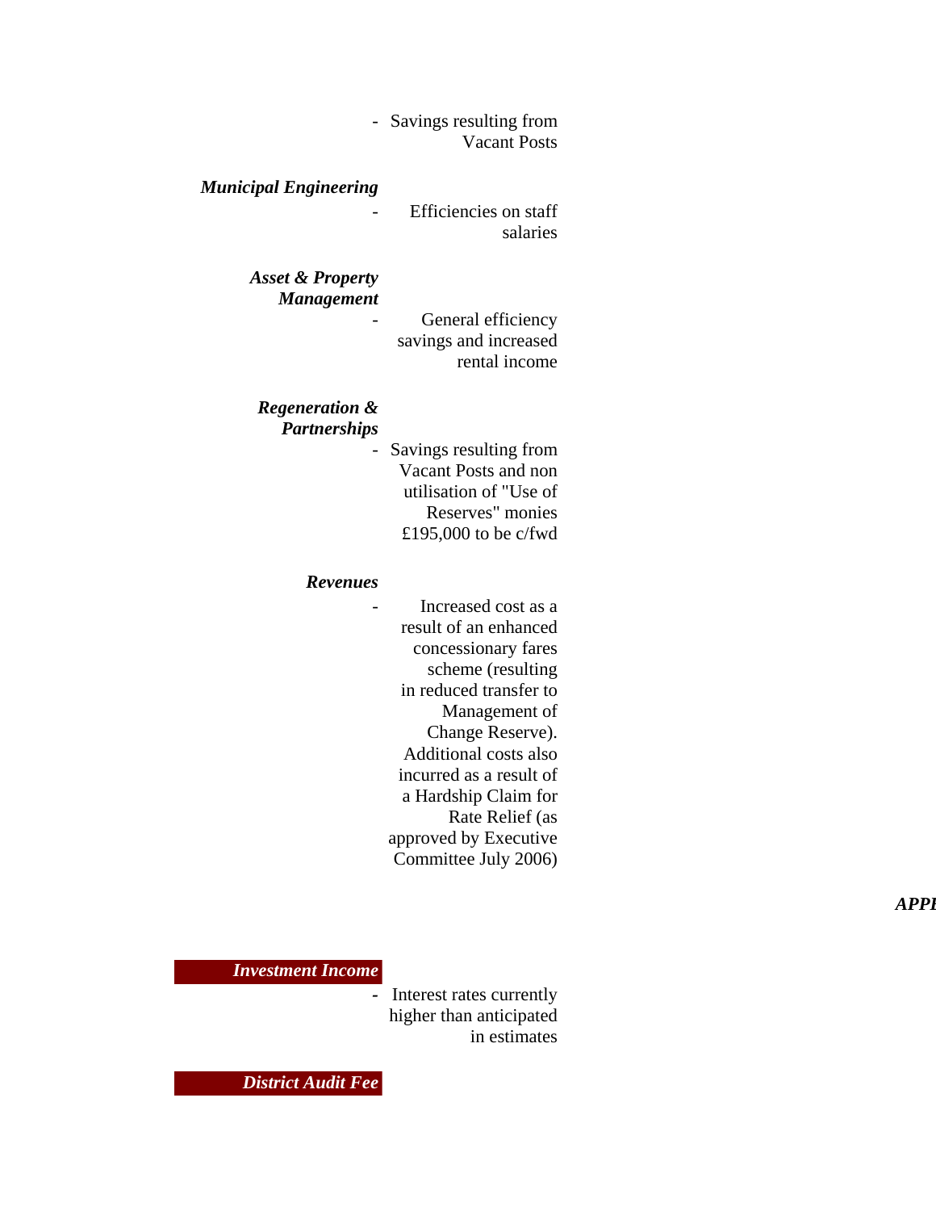- Savings resulting from Vacant Posts

***Municipal Engineering***

- Efficiencies on staff salaries

***Asset & Property Management***

- General efficiency savings and increased rental income

***Regeneration & Partnerships***

- Savings resulting from Vacant Posts and non utilisation of "Use of Reserves" monies £195,000 to be c/fwd

***Revenues***

- Increased cost as a result of an enhanced concessionary fares scheme (resulting in reduced transfer to Management of Change Reserve). Additional costs also incurred as a result of a Hardship Claim for Rate Relief (as approved by Executive Committee July 2006)

***APPI***

***Investment Income***

- Interest rates currently higher than anticipated in estimates

***District Audit Fee***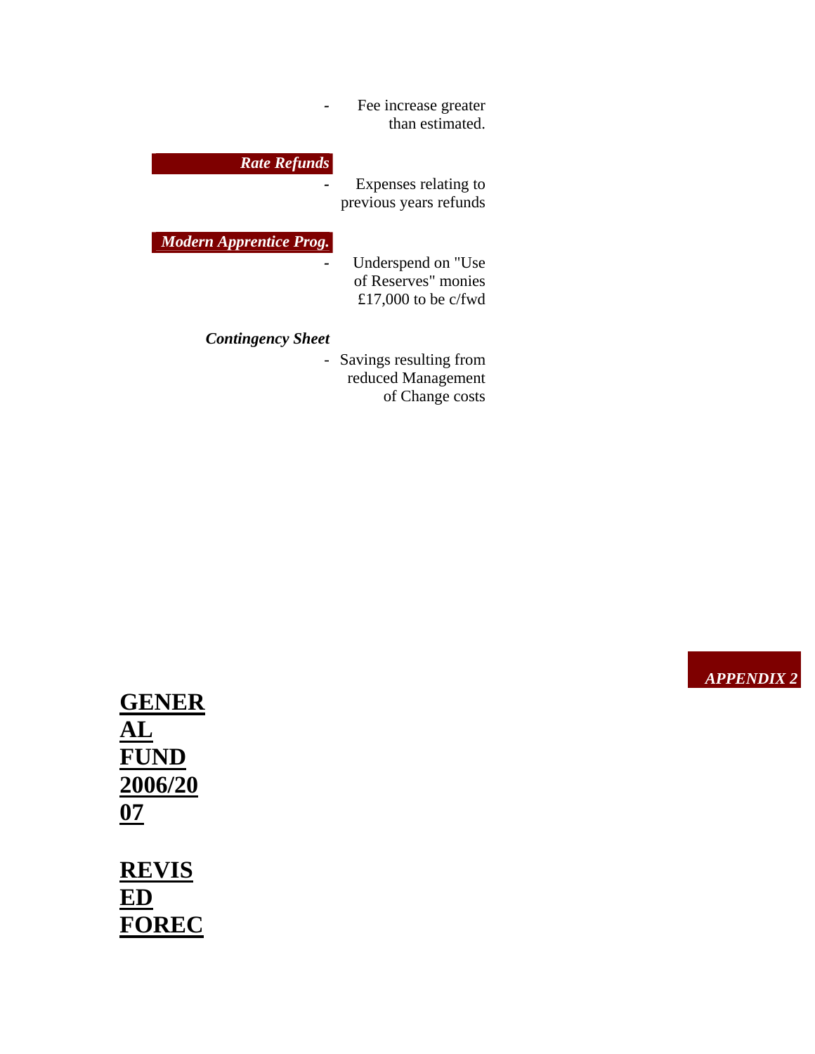- Fee increase greater than estimated.

***Rate Refunds***

- Expenses relating to previous years refunds

***Modern Apprentice Prog.***

- Underspend on "Use of Reserves" monies £17,000 to be c/fwd

***Contingency Sheet***

- Savings resulting from reduced Management of Change costs

***APPENDIX 2***

**GENERAL FUND 2006/2007**

**REVISED FOREC**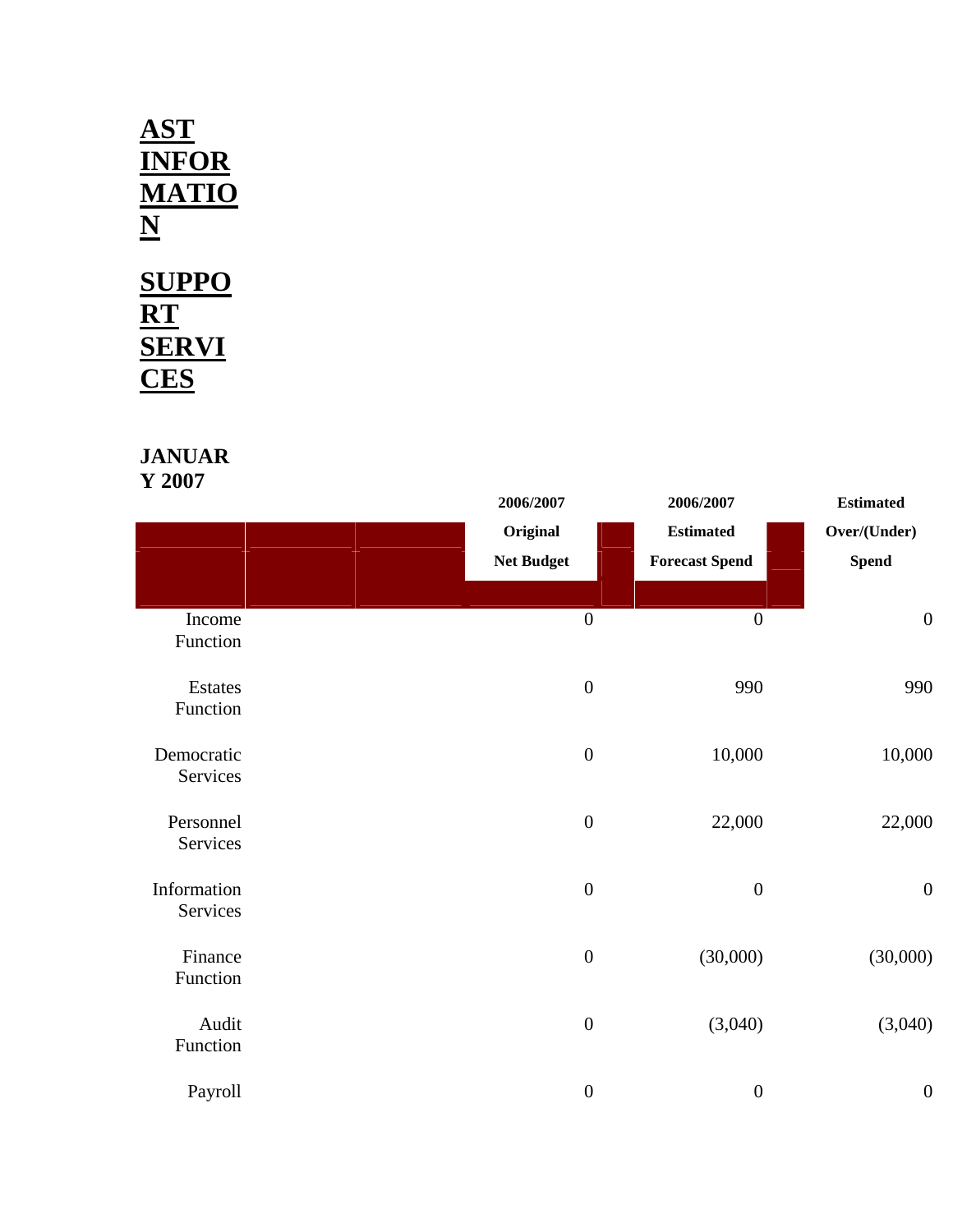## AST INFORMATION SUPPORT SERVICES

**JANUARY 2007**

| | 2006/2007 Original Net Budget | 2006/2007 Estimated Forecast Spend | Estimated Over/(Under) Spend |
|---|---|---|---|
| Income Function | 0 | 0 | 0 |
| Estates Function | 0 | 990 | 990 |
| Democratic Services | 0 | 10,000 | 10,000 |
| Personnel Services | 0 | 22,000 | 22,000 |
| Information Services | 0 | 0 | 0 |
| Finance Function | 0 | (30,000) | (30,000) |
| Audit Function | 0 | (3,040) | (3,040) |
| Payroll | 0 | 0 | 0 |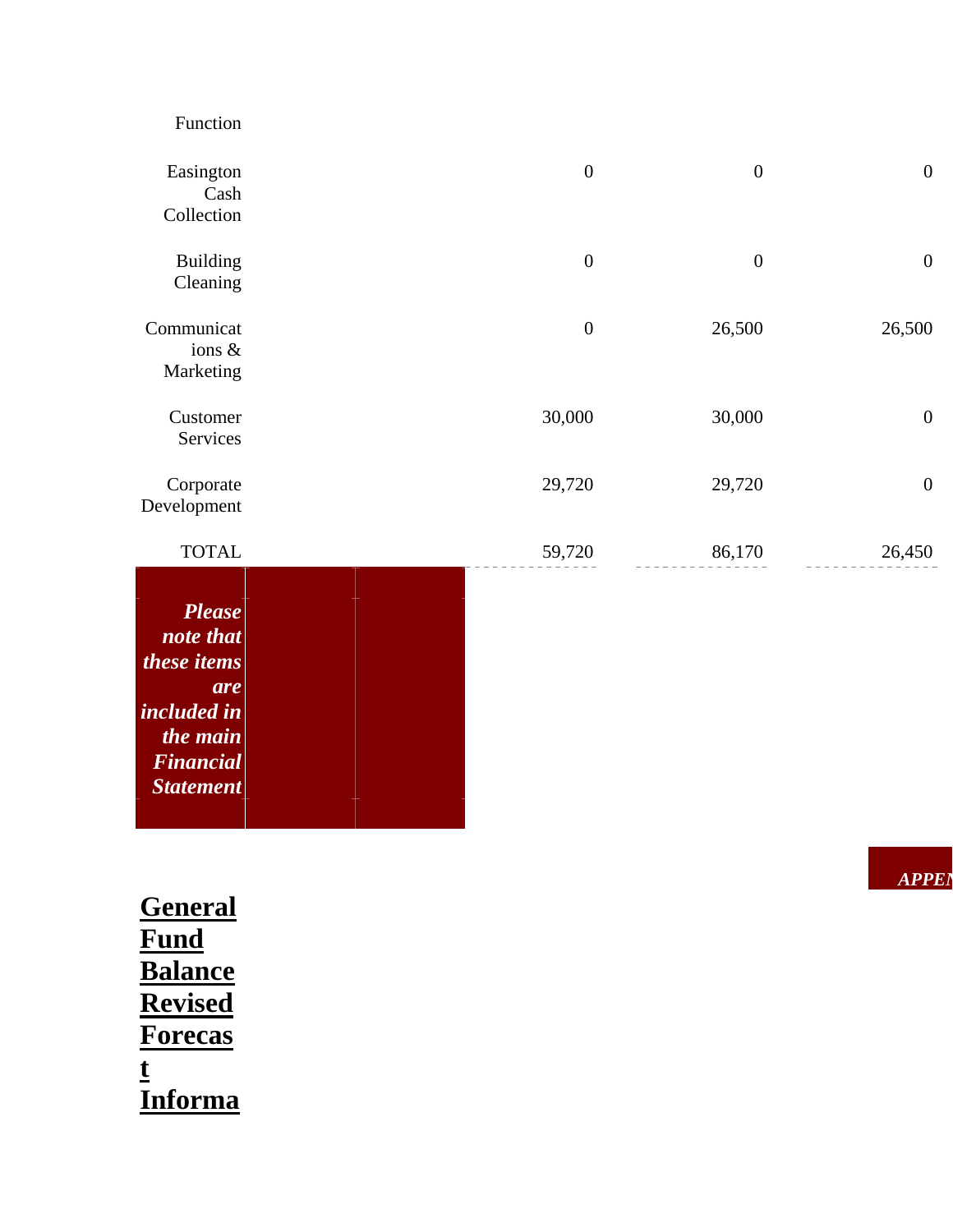| Function | | | |
| --- | --- | --- | --- |
| Easington Cash Collection | 0 | 0 | 0 |
| Building Cleaning | 0 | 0 | 0 |
| Communications & Marketing | 0 | 26,500 | 26,500 |
| Customer Services | 30,000 | 30,000 | 0 |
| Corporate Development | 29,720 | 29,720 | 0 |
| TOTAL | 59,720 | 86,170 | 26,450 |

***Please note that these items are included in the main Financial Statement***

***APPEN***

## General Fund Balance Revised Forecast Informa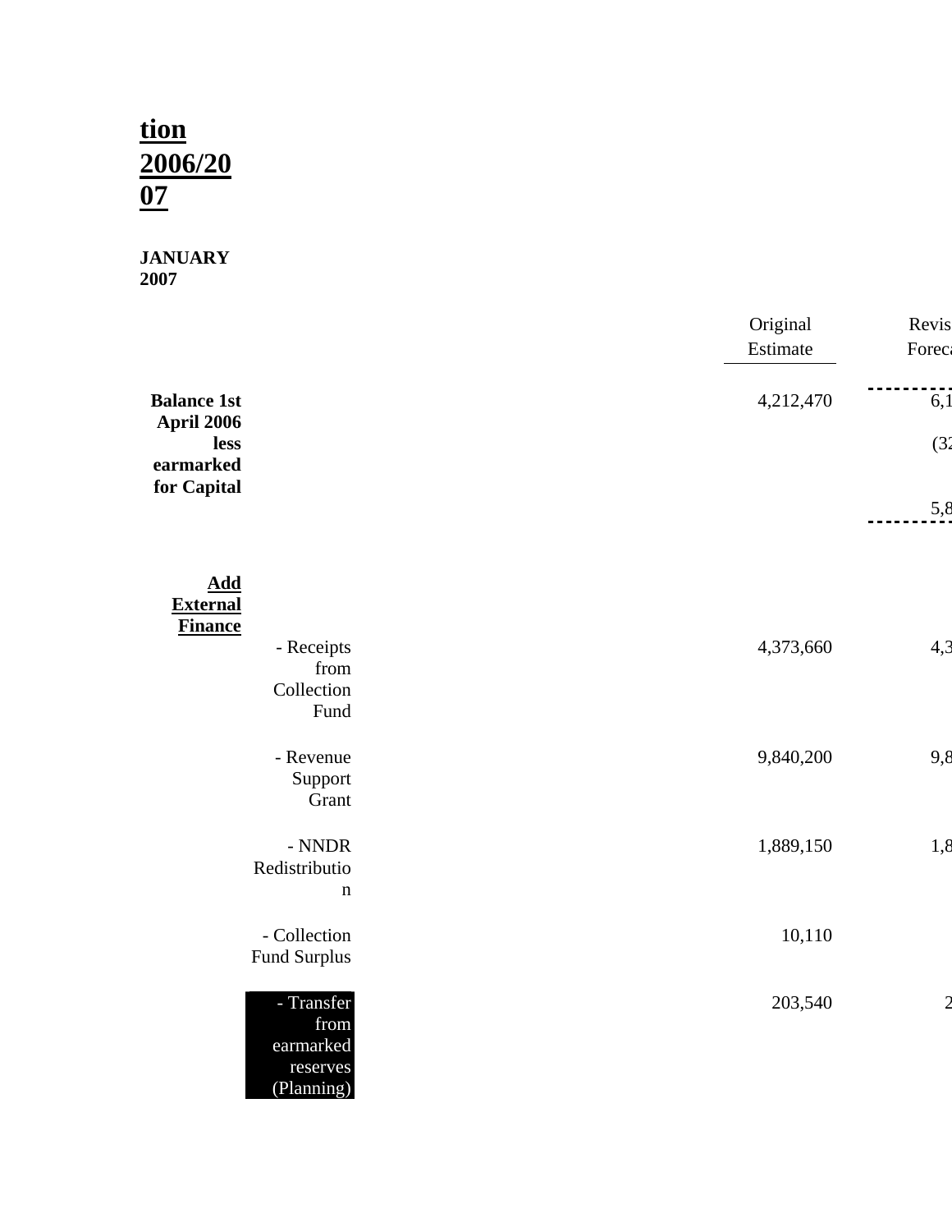**tion 2006/2007**

**JANUARY 2007**

| | | Original Estimate | Revis Foreca |
|---|---|---|---|
| **Balance 1st April 2006** | | 4,212,470 | 6,1 |
| **less earmarked for Capital** | | | (32 |
| | | | 5,8 |
| **Add External Finance** | | | |
| | - Receipts from Collection Fund | 4,373,660 | 4,3 |
| | - Revenue Support Grant | 9,840,200 | 9,8 |
| | - NNDR Redistribution | 1,889,150 | 1,8 |
| | - Collection Fund Surplus | 10,110 | |
| | - Transfer from earmarked reserves (Planning) | 203,540 | 2 |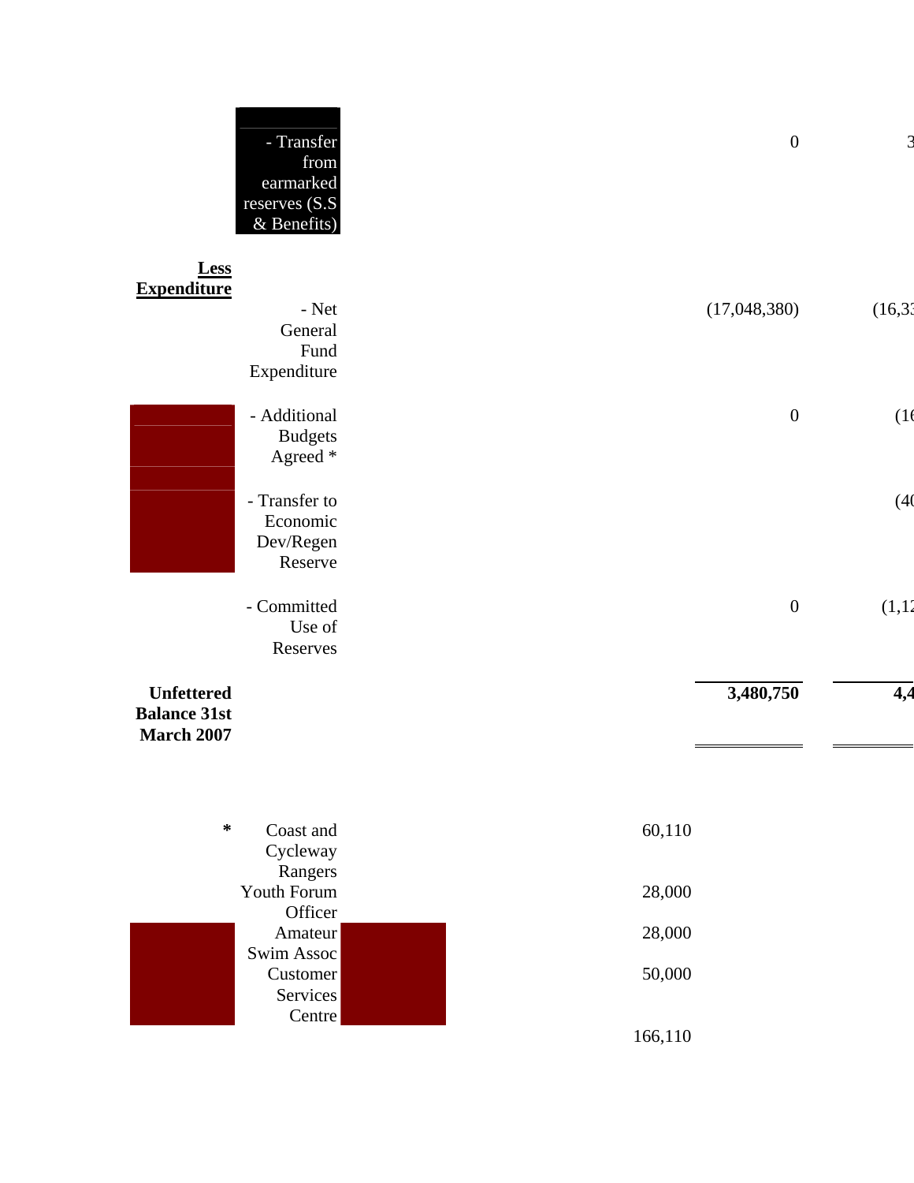| | | | | |
|---|---|---|---|---|
| | - Transfer from earmarked reserves (S.S & Benefits) | | 0 | 3 |
| **Less Expenditure** | - Net General Fund Expenditure | | (17,048,380) | (16,33 |
| | - Additional Budgets Agreed * | | 0 | (16 |
| | - Transfer to Economic Dev/Regen Reserve | | | (40 |
| | - Committed Use of Reserves | | 0 | (1,12 |
| **Unfettered Balance 31st March 2007** | | | **3,480,750** | **4,4** |

| | | | |
|---|---|---|---|
| * | Coast and Cycleway Rangers | 60,110 | |
| | Youth Forum Officer | 28,000 | |
| | Amateur Swim Assoc | 28,000 | |
| | Customer Services Centre | 50,000 | |
| | | 166,110 | |